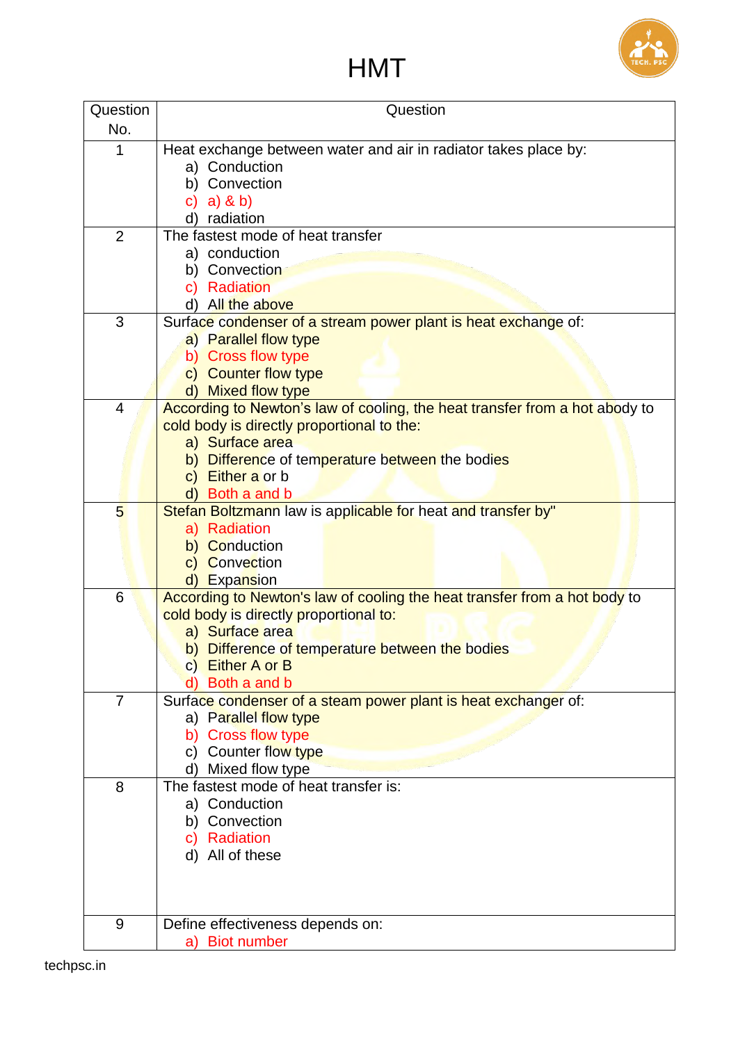# HMT

| Question No. | Question |
|---|---|
| 1 | Heat exchange between water and air in radiator takes place by:<br>a) Conduction<br>b) Convection<br>c) a) & b)<br>d) radiation |
| 2 | The fastest mode of heat transfer<br>a) conduction<br>b) Convection<br>c) Radiation<br>d) All the above |
| 3 | Surface condenser of a stream power plant is heat exchange of:<br>a) Parallel flow type<br>b) Cross flow type<br>c) Counter flow type<br>d) Mixed flow type |
| 4 | According to Newton's law of cooling, the heat transfer from a hot abody to cold body is directly proportional to the:<br>a) Surface area<br>b) Difference of temperature between the bodies<br>c) Either a or b<br>d) Both a and b |
| 5 | Stefan Boltzmann law is applicable for heat and transfer by"<br>a) Radiation<br>b) Conduction<br>c) Convection<br>d) Expansion |
| 6 | According to Newton's law of cooling the heat transfer from a hot body to cold body is directly proportional to:<br>a) Surface area<br>b) Difference of temperature between the bodies<br>c) Either A or B<br>d) Both a and b |
| 7 | Surface condenser of a steam power plant is heat exchanger of:<br>a) Parallel flow type<br>b) Cross flow type<br>c) Counter flow type<br>d) Mixed flow type |
| 8 | The fastest mode of heat transfer is:<br>a) Conduction<br>b) Convection<br>c) Radiation<br>d) All of these |
| 9 | Define effectiveness depends on:<br>a) Biot number |

techpsc.in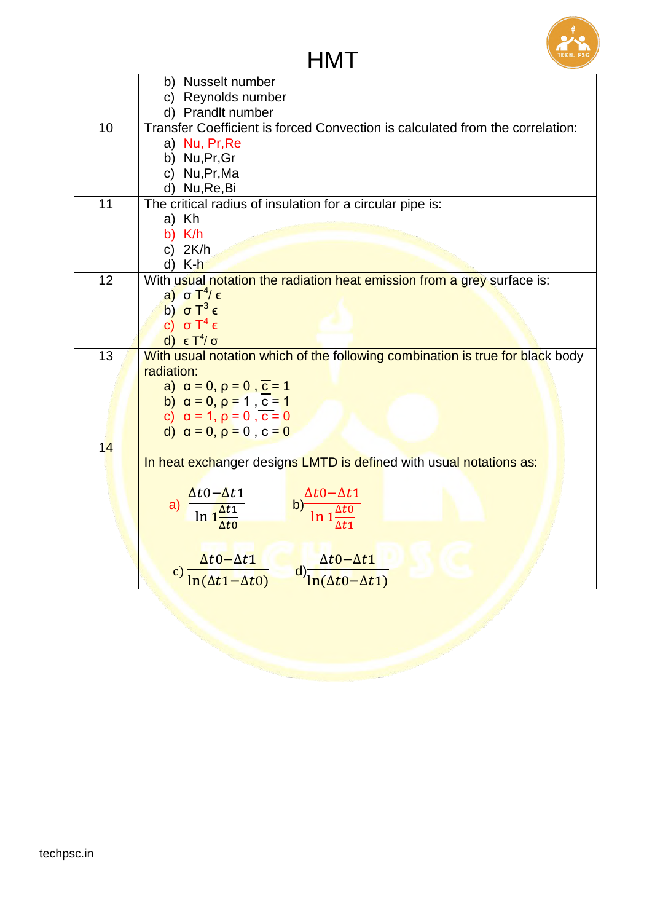# HMT

| | |
|---|---|
| | b) Nusselt number<br>c) Reynolds number<br>d) Prandlt number |
| 10 | Transfer Coefficient is forced Convection is calculated from the correlation:<br>a) Nu, Pr,Re<br>b) Nu,Pr,Gr<br>c) Nu,Pr,Ma<br>d) Nu,Re,Bi |
| 11 | The critical radius of insulation for a circular pipe is:<br>a) Kh<br>b) K/h<br>c) 2K/h<br>d) K-h |
| 12 | With usual notation the radiation heat emission from a grey surface is:<br>a) $\sigma T^4 / \epsilon$<br>b) $\sigma T^3 \epsilon$<br>c) $\sigma T^4 \epsilon$<br>d) $\epsilon T^4 / \sigma$ |
| 13 | With usual notation which of the following combination is true for black body radiation:<br>a) $\alpha = 0, \rho = 0, \overline{c} = 1$<br>b) $\alpha = 0, \rho = 1, \overline{c} = 1$<br>c) $\alpha = 1, \rho = 0, \overline{c} = 0$<br>d) $\alpha = 0, \rho = 0, \overline{c} = 0$ |
| 14 | In heat exchanger designs LMTD is defined with usual notations as:<br>a) $\dfrac{\Delta t0 - \Delta t1}{\ln 1\frac{\Delta t1}{\Delta t0}}$<br>b) $\dfrac{\Delta t0 - \Delta t1}{\ln 1\frac{\Delta t0}{\Delta t1}}$<br>c) $\dfrac{\Delta t0 - \Delta t1}{\ln(\Delta t1 - \Delta t0)}$<br>d) $\dfrac{\Delta t0 - \Delta t1}{\ln(\Delta t0 - \Delta t1)}$ |

techpsc.in